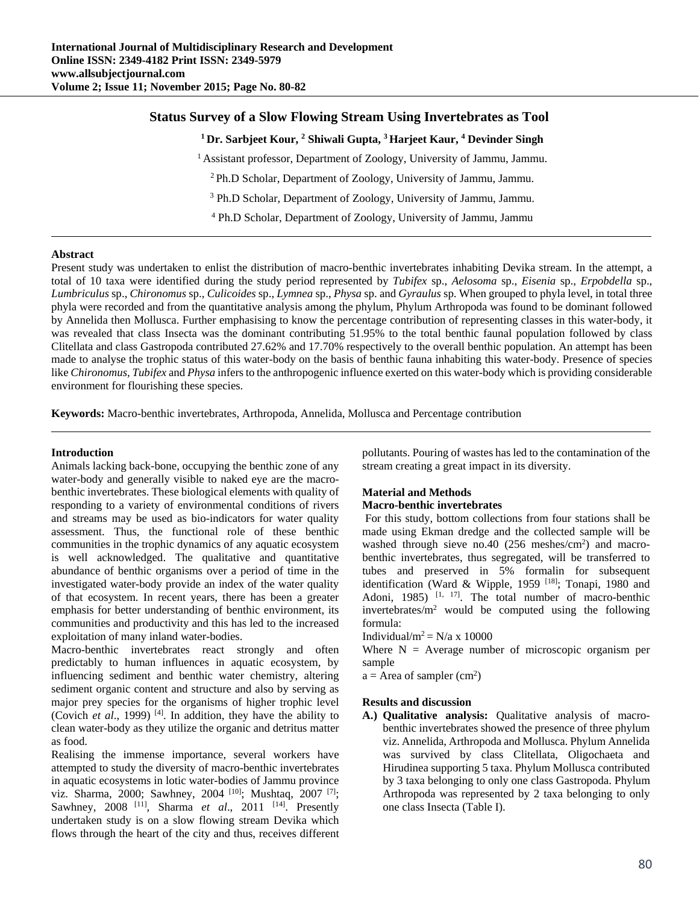# Status Survey of a Slow Flowing Stream Using Invertebrates as Tool

**[1] Dr. Sarbjeet Kour, [2] Shiwali Gupta, [3] Harjeet Kaur, [4] Devinder Singh**

[1] Assistant professor, Department of Zoology, University of Jammu, Jammu.

[2] Ph.D Scholar, Department of Zoology, University of Jammu, Jammu.

[3] Ph.D Scholar, Department of Zoology, University of Jammu, Jammu.

[4] Ph.D Scholar, Department of Zoology, University of Jammu, Jammu

## Abstract

Present study was undertaken to enlist the distribution of macro-benthic invertebrates inhabiting Devika stream. In the attempt, a total of 10 taxa were identified during the study period represented by *Tubifex* sp., *Aelosoma* sp., *Eisenia* sp., *Erpobdella* sp., *Lumbriculus* sp., *Chironomus* sp., *Culicoides* sp., *Lymnea* sp., *Physa* sp. and *Gyraulus* sp. When grouped to phyla level, in total three phyla were recorded and from the quantitative analysis among the phylum, Phylum Arthropoda was found to be dominant followed by Annelida then Mollusca. Further emphasising to know the percentage contribution of representing classes in this water-body, it was revealed that class Insecta was the dominant contributing 51.95% to the total benthic faunal population followed by class Clitellata and class Gastropoda contributed 27.62% and 17.70% respectively to the overall benthic population. An attempt has been made to analyse the trophic status of this water-body on the basis of benthic fauna inhabiting this water-body. Presence of species like *Chironomus*, *Tubifex* and *Physa* infers to the anthropogenic influence exerted on this water-body which is providing considerable environment for flourishing these species.

**Keywords:** Macro-benthic invertebrates, Arthropoda, Annelida, Mollusca and Percentage contribution

## Introduction

Animals lacking back-bone, occupying the benthic zone of any water-body and generally visible to naked eye are the macro-benthic invertebrates. These biological elements with quality of responding to a variety of environmental conditions of rivers and streams may be used as bio-indicators for water quality assessment. Thus, the functional role of these benthic communities in the trophic dynamics of any aquatic ecosystem is well acknowledged. The qualitative and quantitative abundance of benthic organisms over a period of time in the investigated water-body provide an index of the water quality of that ecosystem. In recent years, there has been a greater emphasis for better understanding of benthic environment, its communities and productivity and this has led to the increased exploitation of many inland water-bodies.

Macro-benthic invertebrates react strongly and often predictably to human influences in aquatic ecosystem, by influencing sediment and benthic water chemistry, altering sediment organic content and structure and also by serving as major prey species for the organisms of higher trophic level (Covich *et al*., 1999) [4]. In addition, they have the ability to clean water-body as they utilize the organic and detritus matter as food.

Realising the immense importance, several workers have attempted to study the diversity of macro-benthic invertebrates in aquatic ecosystems in lotic water-bodies of Jammu province viz. Sharma, 2000; Sawhney, 2004 [10]; Mushtaq, 2007 [7]; Sawhney, 2008 [11], Sharma *et al*., 2011 [14]. Presently undertaken study is on a slow flowing stream Devika which flows through the heart of the city and thus, receives different pollutants. Pouring of wastes has led to the contamination of the stream creating a great impact in its diversity.

## Material and Methods

### Macro-benthic invertebrates

For this study, bottom collections from four stations shall be made using Ekman dredge and the collected sample will be washed through sieve no.40 (256 meshes/$cm^2$) and macro-benthic invertebrates, thus segregated, will be transferred to tubes and preserved in 5% formalin for subsequent identification (Ward & Wipple, 1959 [18]; Tonapi, 1980 and Adoni, 1985) [1, 17]. The total number of macro-benthic invertebrates/$m^2$ would be computed using the following formula:

Individual/$m^2$ = N/a x 10000

Where N = Average number of microscopic organism per sample

a = Area of sampler ($cm^2$)

## Results and discussion

**A.) Qualitative analysis:** Qualitative analysis of macro-benthic invertebrates showed the presence of three phylum viz. Annelida, Arthropoda and Mollusca. Phylum Annelida was survived by class Clitellata, Oligochaeta and Hirudinea supporting 5 taxa. Phylum Mollusca contributed by 3 taxa belonging to only one class Gastropoda. Phylum Arthropoda was represented by 2 taxa belonging to only one class Insecta (Table I).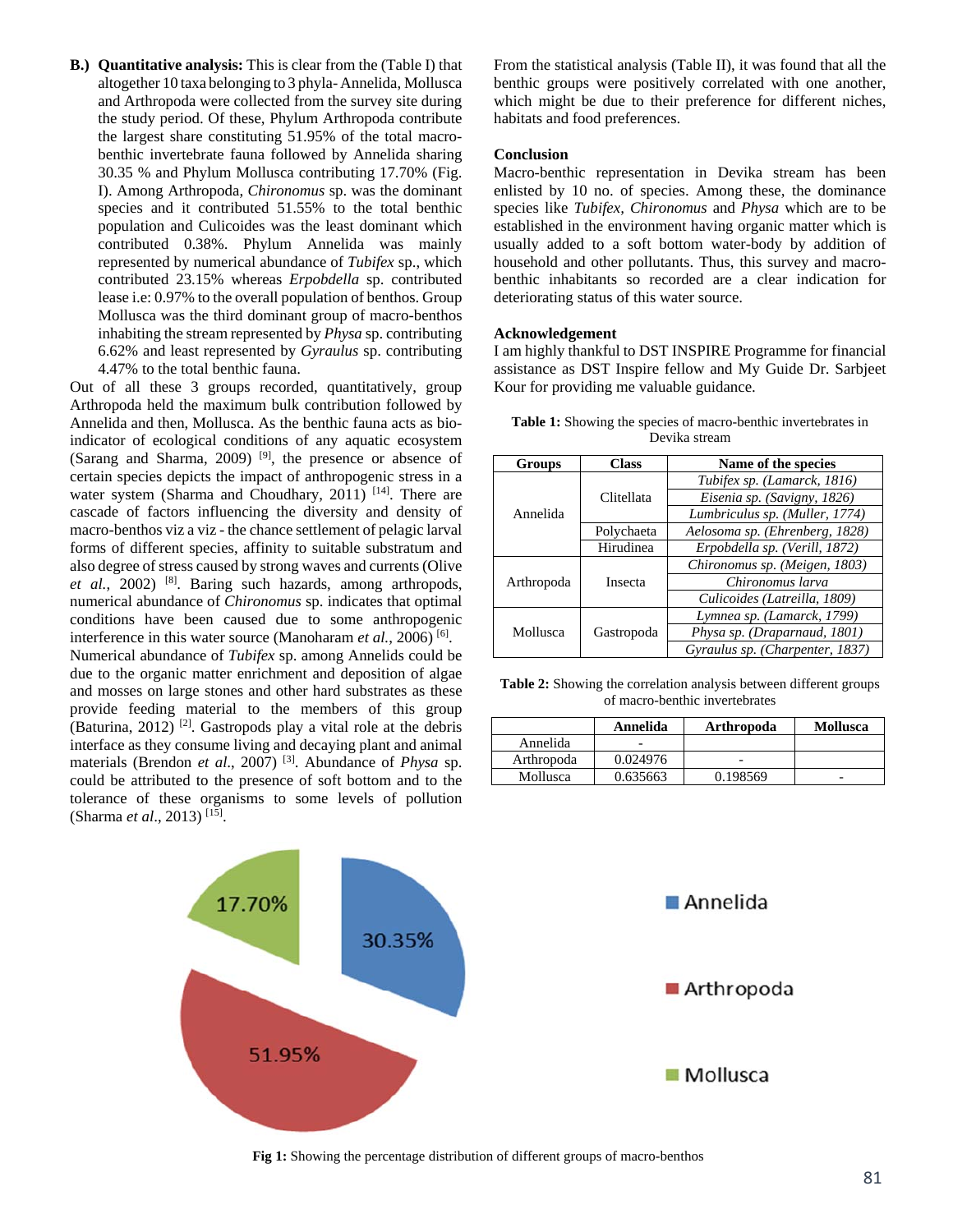**B.) Quantitative analysis:** This is clear from the (Table I) that altogether 10 taxa belonging to 3 phyla- Annelida, Mollusca and Arthropoda were collected from the survey site during the study period. Of these, Phylum Arthropoda contribute the largest share constituting 51.95% of the total macro-benthic invertebrate fauna followed by Annelida sharing 30.35 % and Phylum Mollusca contributing 17.70% (Fig. I). Among Arthropoda, *Chironomus* sp. was the dominant species and it contributed 51.55% to the total benthic population and Culicoides was the least dominant which contributed 0.38%. Phylum Annelida was mainly represented by numerical abundance of *Tubifex* sp., which contributed 23.15% whereas *Erpobdella* sp. contributed lease i.e: 0.97% to the overall population of benthos. Group Mollusca was the third dominant group of macro-benthos inhabiting the stream represented by *Physa* sp. contributing 6.62% and least represented by *Gyraulus* sp. contributing 4.47% to the total benthic fauna.

Out of all these 3 groups recorded, quantitatively, group Arthropoda held the maximum bulk contribution followed by Annelida and then, Mollusca. As the benthic fauna acts as bio-indicator of ecological conditions of any aquatic ecosystem (Sarang and Sharma, 2009) [9], the presence or absence of certain species depicts the impact of anthropogenic stress in a water system (Sharma and Choudhary, 2011) [14]. There are cascade of factors influencing the diversity and density of macro-benthos viz a viz - the chance settlement of pelagic larval forms of different species, affinity to suitable substratum and also degree of stress caused by strong waves and currents (Olive *et al.*, 2002) [8]. Baring such hazards, among arthropods, numerical abundance of *Chironomus* sp. indicates that optimal conditions have been caused due to some anthropogenic interference in this water source (Manoharam *et al.*, 2006) [6].

Numerical abundance of *Tubifex* sp. among Annelids could be due to the organic matter enrichment and deposition of algae and mosses on large stones and other hard substrates as these provide feeding material to the members of this group (Baturina, 2012) [2]. Gastropods play a vital role at the debris interface as they consume living and decaying plant and animal materials (Brendon *et al.*, 2007) [3]. Abundance of *Physa* sp. could be attributed to the presence of soft bottom and to the tolerance of these organisms to some levels of pollution (Sharma *et al.*, 2013) [15].

From the statistical analysis (Table II), it was found that all the benthic groups were positively correlated with one another, which might be due to their preference for different niches, habitats and food preferences.

## Conclusion

Macro-benthic representation in Devika stream has been enlisted by 10 no. of species. Among these, the dominance species like *Tubifex, Chironomus* and *Physa* which are to be established in the environment having organic matter which is usually added to a soft bottom water-body by addition of household and other pollutants. Thus, this survey and macro-benthic inhabitants so recorded are a clear indication for deteriorating status of this water source.

## Acknowledgement

I am highly thankful to DST INSPIRE Programme for financial assistance as DST Inspire fellow and My Guide Dr. Sarbjeet Kour for providing me valuable guidance.

**Table 1:** Showing the species of macro-benthic invertebrates in Devika stream

| Groups | Class | Name of the species |
|---|---|---|
| Annelida | Clitellata | *Tubifex sp. (Lamarck, 1816)* |
| | | *Eisenia sp. (Savigny, 1826)* |
| | | *Lumbriculus sp. (Muller, 1774)* |
| | Polychaeta | *Aelosoma sp. (Ehrenberg, 1828)* |
| | Hirudinea | *Erpobdella sp. (Verill, 1872)* |
| Arthropoda | Insecta | *Chironomus sp. (Meigen, 1803)* |
| | | *Chironomus larva* |
| | | *Culicoides (Latreilla, 1809)* |
| Mollusca | Gastropoda | *Lymnea sp. (Lamarck, 1799)* |
| | | *Physa sp. (Draparnaud, 1801)* |
| | | *Gyraulus sp. (Charpenter, 1837)* |

**Table 2:** Showing the correlation analysis between different groups of macro-benthic invertebrates

| | Annelida | Arthropoda | Mollusca |
|---|---|---|---|
| Annelida | - | | |
| Arthropoda | 0.024976 | - | |
| Mollusca | 0.635663 | 0.198569 | - |

**Fig 1:** Showing the percentage distribution of different groups of macro-benthos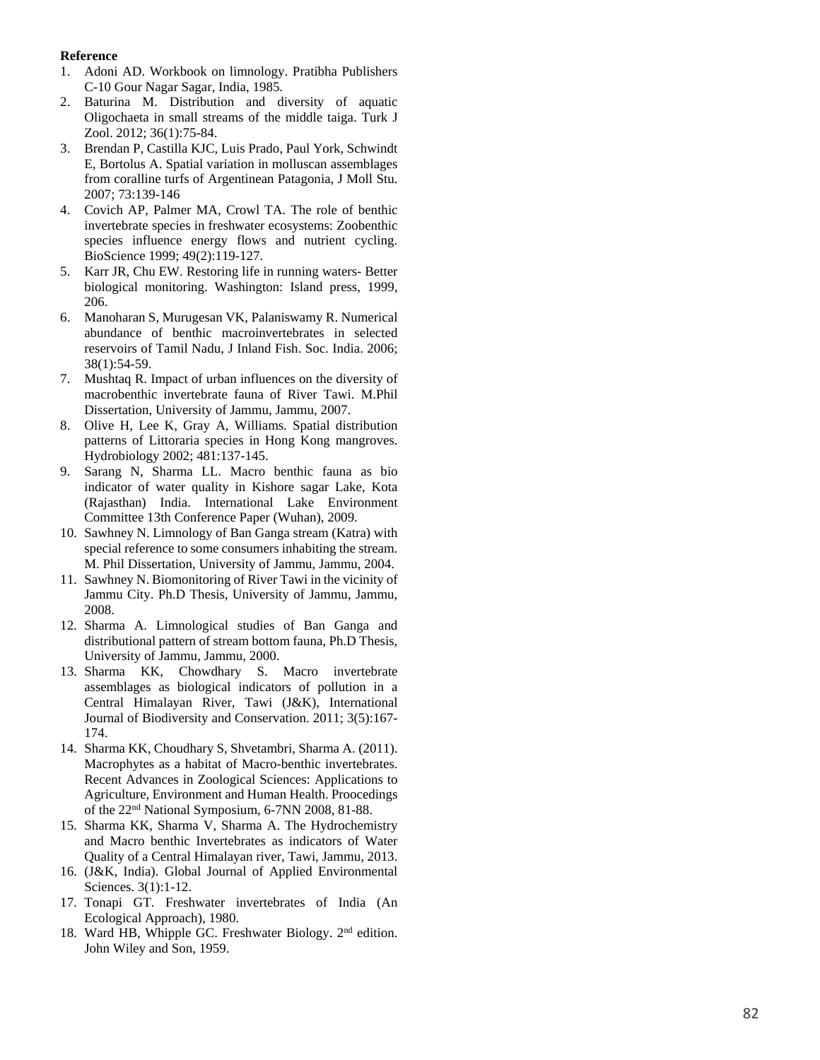**Reference**

1. Adoni AD. Workbook on limnology. Pratibha Publishers C-10 Gour Nagar Sagar, India, 1985.
2. Baturina M. Distribution and diversity of aquatic Oligochaeta in small streams of the middle taiga. Turk J Zool. 2012; 36(1):75-84.
3. Brendan P, Castilla KJC, Luis Prado, Paul York, Schwindt E, Bortolus A. Spatial variation in molluscan assemblages from coralline turfs of Argentinean Patagonia, J Moll Stu. 2007; 73:139-146
4. Covich AP, Palmer MA, Crowl TA. The role of benthic invertebrate species in freshwater ecosystems: Zoobenthic species influence energy flows and nutrient cycling. BioScience 1999; 49(2):119-127.
5. Karr JR, Chu EW. Restoring life in running waters- Better biological monitoring. Washington: Island press, 1999, 206.
6. Manoharan S, Murugesan VK, Palaniswamy R. Numerical abundance of benthic macroinvertebrates in selected reservoirs of Tamil Nadu, J Inland Fish. Soc. India. 2006; 38(1):54-59.
7. Mushtaq R. Impact of urban influences on the diversity of macrobenthic invertebrate fauna of River Tawi. M.Phil Dissertation, University of Jammu, Jammu, 2007.
8. Olive H, Lee K, Gray A, Williams. Spatial distribution patterns of Littoraria species in Hong Kong mangroves. Hydrobiology 2002; 481:137-145.
9. Sarang N, Sharma LL. Macro benthic fauna as bio indicator of water quality in Kishore sagar Lake, Kota (Rajasthan) India. International Lake Environment Committee 13th Conference Paper (Wuhan), 2009.
10. Sawhney N. Limnology of Ban Ganga stream (Katra) with special reference to some consumers inhabiting the stream. M. Phil Dissertation, University of Jammu, Jammu, 2004.
11. Sawhney N. Biomonitoring of River Tawi in the vicinity of Jammu City. Ph.D Thesis, University of Jammu, Jammu, 2008.
12. Sharma A. Limnological studies of Ban Ganga and distributional pattern of stream bottom fauna, Ph.D Thesis, University of Jammu, Jammu, 2000.
13. Sharma KK, Chowdhary S. Macro invertebrate assemblages as biological indicators of pollution in a Central Himalayan River, Tawi (J&K), International Journal of Biodiversity and Conservation. 2011; 3(5):167-174.
14. Sharma KK, Choudhary S, Shvetambri, Sharma A. (2011). Macrophytes as a habitat of Macro-benthic invertebrates. Recent Advances in Zoological Sciences: Applications to Agriculture, Environment and Human Health. Proocedings of the 22nd National Symposium, 6-7NN 2008, 81-88.
15. Sharma KK, Sharma V, Sharma A. The Hydrochemistry and Macro benthic Invertebrates as indicators of Water Quality of a Central Himalayan river, Tawi, Jammu, 2013.
16. (J&K, India). Global Journal of Applied Environmental Sciences. 3(1):1-12.
17. Tonapi GT. Freshwater invertebrates of India (An Ecological Approach), 1980.
18. Ward HB, Whipple GC. Freshwater Biology. 2nd edition. John Wiley and Son, 1959.